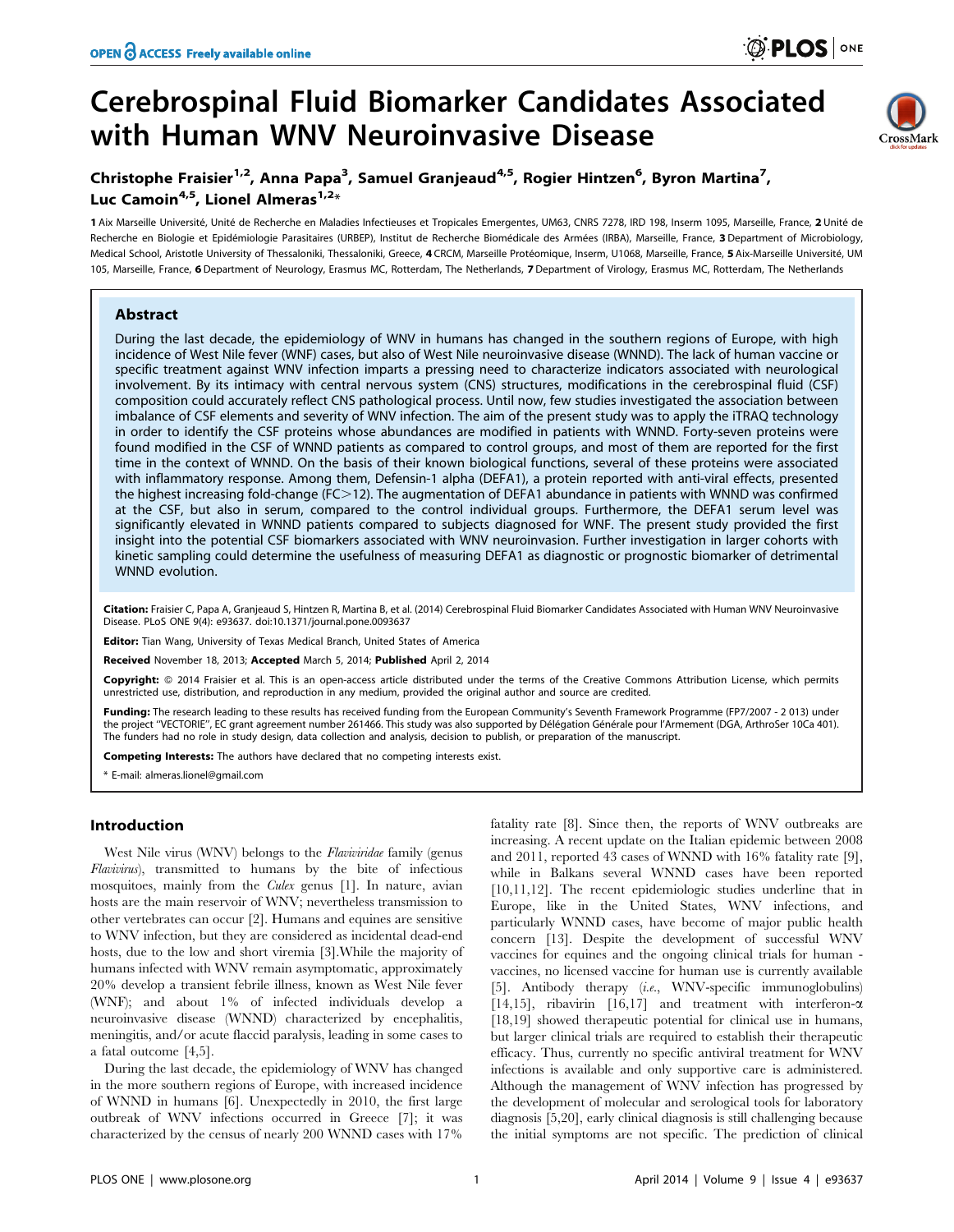# Cerebrospinal Fluid Biomarker Candidates Associated with Human WNV Neuroinvasive Disease

**Christophe Fraisier[1,2], Anna Papa[3], Samuel Granjeaud[4,5], Rogier Hintzen[6], Byron Martina[7], Luc Camoin[4,5], Lionel Almeras[1,2]***

1 Aix Marseille Université, Unité de Recherche en Maladies Infectieuses et Tropicales Emergentes, UM63, CNRS 7278, IRD 198, Inserm 1095, Marseille, France, 2 Unité de Recherche en Biologie et Epidémiologie Parasitaires (URBEP), Institut de Recherche Biomédicale des Armées (IRBA), Marseille, France, 3 Department of Microbiology, Medical School, Aristotle University of Thessaloniki, Thessaloniki, Greece, 4 CRCM, Marseille Protéomique, Inserm, U1068, Marseille, France, 5 Aix-Marseille Université, UM 105, Marseille, France, 6 Department of Neurology, Erasmus MC, Rotterdam, The Netherlands, 7 Department of Virology, Erasmus MC, Rotterdam, The Netherlands

## Abstract

During the last decade, the epidemiology of WNV in humans has changed in the southern regions of Europe, with high incidence of West Nile fever (WNF) cases, but also of West Nile neuroinvasive disease (WNND). The lack of human vaccine or specific treatment against WNV infection imparts a pressing need to characterize indicators associated with neurological involvement. By its intimacy with central nervous system (CNS) structures, modifications in the cerebrospinal fluid (CSF) composition could accurately reflect CNS pathological process. Until now, few studies investigated the association between imbalance of CSF elements and severity of WNV infection. The aim of the present study was to apply the iTRAQ technology in order to identify the CSF proteins whose abundances are modified in patients with WNND. Forty-seven proteins were found modified in the CSF of WNND patients as compared to control groups, and most of them are reported for the first time in the context of WNND. On the basis of their known biological functions, several of these proteins were associated with inflammatory response. Among them, Defensin-1 alpha (DEFA1), a protein reported with anti-viral effects, presented the highest increasing fold-change (FC>12). The augmentation of DEFA1 abundance in patients with WNND was confirmed at the CSF, but also in serum, compared to the control individual groups. Furthermore, the DEFA1 serum level was significantly elevated in WNND patients compared to subjects diagnosed for WNF. The present study provided the first insight into the potential CSF biomarkers associated with WNV neuroinvasion. Further investigation in larger cohorts with kinetic sampling could determine the usefulness of measuring DEFA1 as diagnostic or prognostic biomarker of detrimental WNND evolution.

**Citation:** Fraisier C, Papa A, Granjeaud S, Hintzen R, Martina B, et al. (2014) Cerebrospinal Fluid Biomarker Candidates Associated with Human WNV Neuroinvasive Disease. PLoS ONE 9(4): e93637. doi:10.1371/journal.pone.0093637

**Editor:** Tian Wang, University of Texas Medical Branch, United States of America

**Received** November 18, 2013; **Accepted** March 5, 2014; **Published** April 2, 2014

**Copyright:** © 2014 Fraisier et al. This is an open-access article distributed under the terms of the Creative Commons Attribution License, which permits unrestricted use, distribution, and reproduction in any medium, provided the original author and source are credited.

**Funding:** The research leading to these results has received funding from the European Community's Seventh Framework Programme (FP7/2007 - 2 013) under the project "VECTORIE", EC grant agreement number 261466. This study was also supported by Délégation Générale pour l'Armement (DGA, ArthroSer 10Ca 401). The funders had no role in study design, data collection and analysis, decision to publish, or preparation of the manuscript.

**Competing Interests:** The authors have declared that no competing interests exist.

\* E-mail: almeras.lionel@gmail.com

## Introduction

West Nile virus (WNV) belongs to the *Flaviviridae* family (genus *Flavivirus*), transmitted to humans by the bite of infectious mosquitoes, mainly from the *Culex* genus [1]. In nature, avian hosts are the main reservoir of WNV; nevertheless transmission to other vertebrates can occur [2]. Humans and equines are sensitive to WNV infection, but they are considered as incidental dead-end hosts, due to the low and short viremia [3].While the majority of humans infected with WNV remain asymptomatic, approximately 20% develop a transient febrile illness, known as West Nile fever (WNF); and about 1% of infected individuals develop a neuroinvasive disease (WNND) characterized by encephalitis, meningitis, and/or acute flaccid paralysis, leading in some cases to a fatal outcome [4,5].

During the last decade, the epidemiology of WNV has changed in the more southern regions of Europe, with increased incidence of WNND in humans [6]. Unexpectedly in 2010, the first large outbreak of WNV infections occurred in Greece [7]; it was characterized by the census of nearly 200 WNND cases with 17% fatality rate [8]. Since then, the reports of WNV outbreaks are increasing. A recent update on the Italian epidemic between 2008 and 2011, reported 43 cases of WNND with 16% fatality rate [9], while in Balkans several WNND cases have been reported [10,11,12]. The recent epidemiologic studies underline that in Europe, like in the United States, WNV infections, and particularly WNND cases, have become of major public health concern [13]. Despite the development of successful WNV vaccines for equines and the ongoing clinical trials for human - vaccines, no licensed vaccine for human use is currently available [5]. Antibody therapy (*i.e.*, WNV-specific immunoglobulins) [14,15], ribavirin [16,17] and treatment with interferon-α [18,19] showed therapeutic potential for clinical use in humans, but larger clinical trials are required to establish their therapeutic efficacy. Thus, currently no specific antiviral treatment for WNV infections is available and only supportive care is administered. Although the management of WNV infection has progressed by the development of molecular and serological tools for laboratory diagnosis [5,20], early clinical diagnosis is still challenging because the initial symptoms are not specific. The prediction of clinical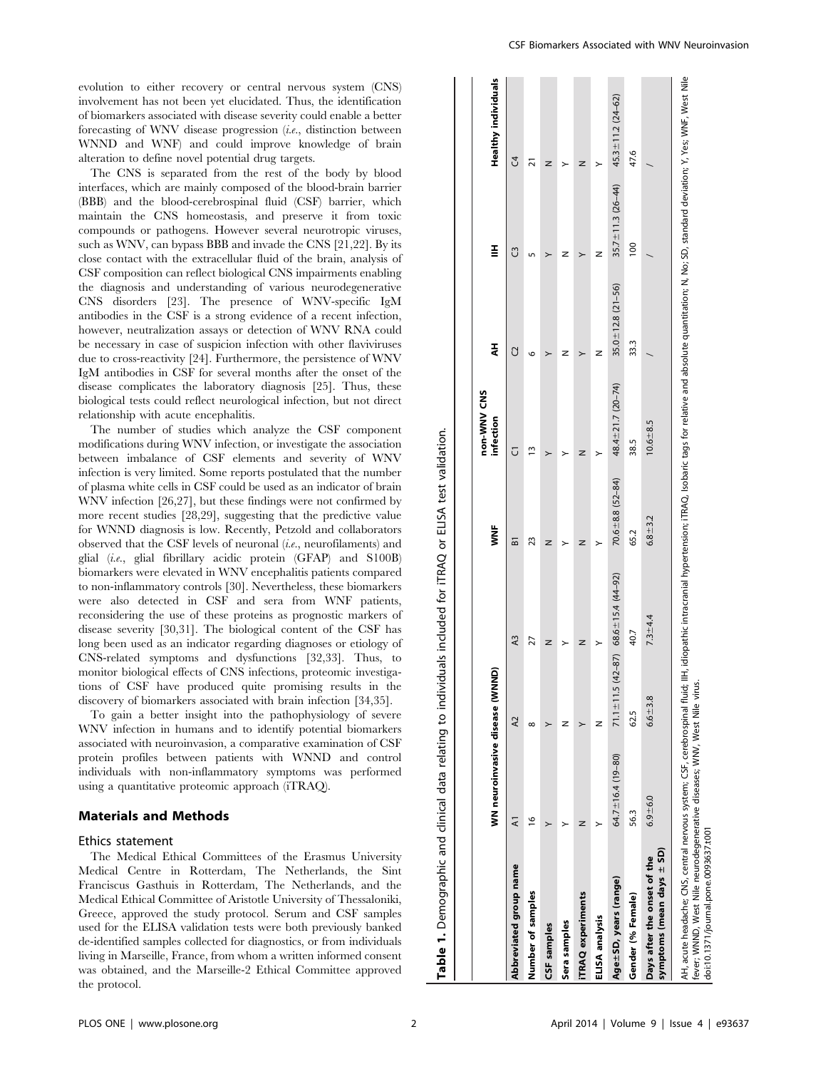evolution to either recovery or central nervous system (CNS) involvement has not been yet elucidated. Thus, the identification of biomarkers associated with disease severity could enable a better forecasting of WNV disease progression (*i.e.*, distinction between WNND and WNF) and could improve knowledge of brain alteration to define novel potential drug targets.

The CNS is separated from the rest of the body by blood interfaces, which are mainly composed of the blood-brain barrier (BBB) and the blood-cerebrospinal fluid (CSF) barrier, which maintain the CNS homeostasis, and preserve it from toxic compounds or pathogens. However several neurotropic viruses, such as WNV, can bypass BBB and invade the CNS [21,22]. By its close contact with the extracellular fluid of the brain, analysis of CSF composition can reflect biological CNS impairments enabling the diagnosis and understanding of various neurodegenerative CNS disorders [23]. The presence of WNV-specific IgM antibodies in the CSF is a strong evidence of a recent infection, however, neutralization assays or detection of WNV RNA could be necessary in case of suspicion infection with other flaviviruses due to cross-reactivity [24]. Furthermore, the persistence of WNV IgM antibodies in CSF for several months after the onset of the disease complicates the laboratory diagnosis [25]. Thus, these biological tests could reflect neurological infection, but not direct relationship with acute encephalitis.

The number of studies which analyze the CSF component modifications during WNV infection, or investigate the association between imbalance of CSF elements and severity of WNV infection is very limited. Some reports postulated that the number of plasma white cells in CSF could be used as an indicator of brain WNV infection [26,27], but these findings were not confirmed by more recent studies [28,29], suggesting that the predictive value for WNND diagnosis is low. Recently, Petzold and collaborators observed that the CSF levels of neuronal (*i.e.*, neurofilaments) and glial (*i.e.*, glial fibrillary acidic protein (GFAP) and S100B) biomarkers were elevated in WNV encephalitis patients compared to non-inflammatory controls [30]. Nevertheless, these biomarkers were also detected in CSF and sera from WNF patients, reconsidering the use of these proteins as prognostic markers of disease severity [30,31]. The biological content of the CSF has long been used as an indicator regarding diagnoses or etiology of CNS-related symptoms and dysfunctions [32,33]. Thus, to monitor biological effects of CNS infections, proteomic investigations of CSF have produced quite promising results in the discovery of biomarkers associated with brain infection [34,35].

To gain a better insight into the pathophysiology of severe WNV infection in humans and to identify potential biomarkers associated with neuroinvasion, a comparative examination of CSF protein profiles between patients with WNND and control individuals with non-inflammatory symptoms was performed using a quantitative proteomic approach (iTRAQ).

## Materials and Methods

### Ethics statement

The Medical Ethical Committees of the Erasmus University Medical Centre in Rotterdam, The Netherlands, the Sint Franciscus Gasthuis in Rotterdam, The Netherlands, and the Medical Ethical Committee of Aristotle University of Thessaloniki, Greece, approved the study protocol. Serum and CSF samples used for the ELISA validation tests were both previously banked de-identified samples collected for diagnostics, or from individuals living in Marseille, France, from whom a written informed consent was obtained, and the Marseille-2 Ethical Committee approved the protocol.

**Table 1.** Demographic and clinical data relating to individuals included for iTRAQ or ELISA test validation.

| | WN neuroinvasive disease (WNND) | | | WNF | non-WNV CNS infection | AH | IIH | Healthy individuals |
|---|---|---|---|---|---|---|---|---|
| **Abbreviated group name** | A1 | A2 | A3 | B1 | C1 | C2 | C3 | C4 |
| **Number of samples** | 16 | 8 | 27 | 23 | 13 | 6 | 5 | 21 |
| **CSF samples** | Y | Y | N | N | Y | Y | Y | N |
| **Sera samples** | Y | N | Y | Y | Y | N | N | Y |
| **iTRAQ experiments** | N | Y | N | N | N | Y | Y | N |
| **ELISA analysis** | Y | N | Y | Y | Y | N | N | Y |
| **Age±SD, years (range)** | 64.7±16.4 (19–80) | 71.1±11.5 (42–87) | 68.6±15.4 (44–92) | 70.6±8.8 (52–84) | 48.4±21.7 (20–74) | 35.0±12.8 (21–56) | 35.7±11.3 (26–44) | 45.3±11.2 (24–62) |
| **Gender (% Female)** | 56.3 | 62.5 | 40.7 | 65.2 | 38.5 | 33.3 | 100 | 47.6 |
| **Days after the onset of the symptoms (mean days ± SD)** | 6.9±6.0 | 6.6±3.8 | 7.3±4.4 | 6.8±3.2 | 10.6±8.5 | / | / | / |

AH, acute headache; CNS, central nervous system; CSF, cerebrospinal fluid; IIH, idiopathic intracranial hypertension; iTRAQ, Isobaric tags for relative and absolute quantitation; N, No; SD, standard deviation; Y, Yes; WNF, West Nile fever; WNND, West Nile neurodegenerative diseases; WNV, West Nile virus.
doi:10.1371/journal.pone.0093637.t001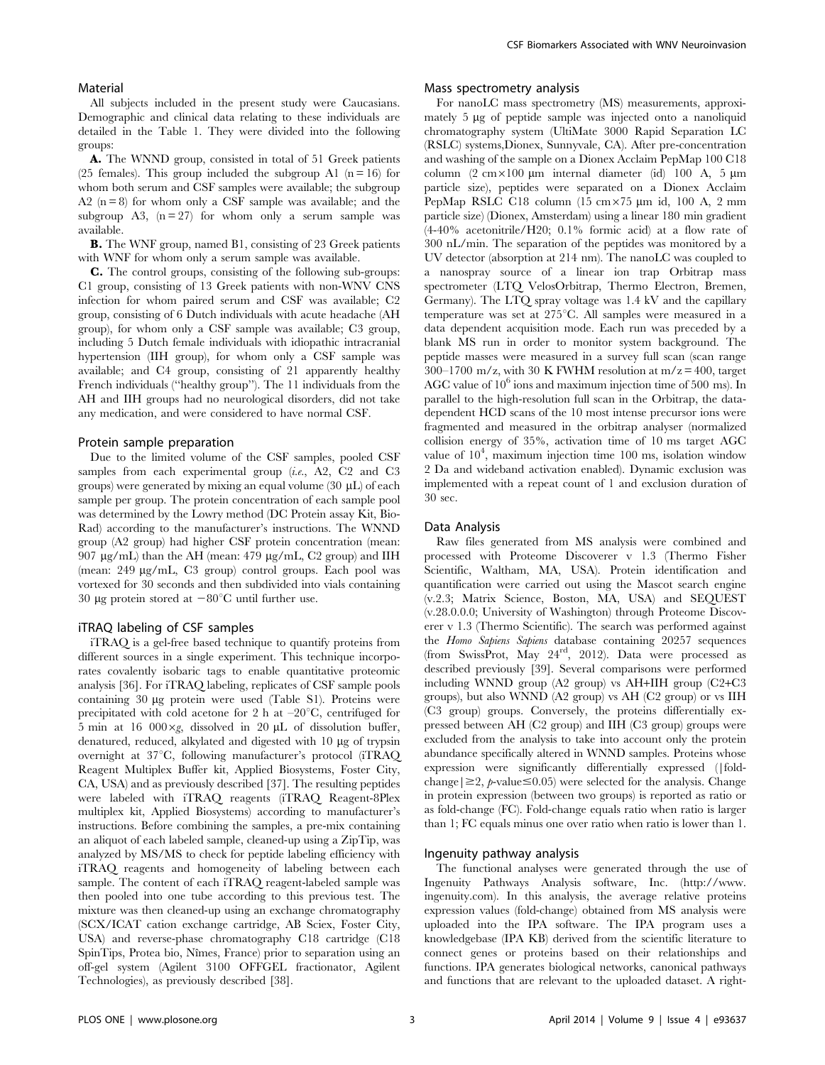## Material

All subjects included in the present study were Caucasians. Demographic and clinical data relating to these individuals are detailed in the Table 1. They were divided into the following groups:

**A.** The WNND group, consisted in total of 51 Greek patients (25 females). This group included the subgroup A1 (n = 16) for whom both serum and CSF samples were available; the subgroup A2 (n = 8) for whom only a CSF sample was available; and the subgroup A3, (n = 27) for whom only a serum sample was available.

**B.** The WNF group, named B1, consisting of 23 Greek patients with WNF for whom only a serum sample was available.

**C.** The control groups, consisting of the following sub-groups: C1 group, consisting of 13 Greek patients with non-WNV CNS infection for whom paired serum and CSF was available; C2 group, consisting of 6 Dutch individuals with acute headache (AH group), for whom only a CSF sample was available; C3 group, including 5 Dutch female individuals with idiopathic intracranial hypertension (IIH group), for whom only a CSF sample was available; and C4 group, consisting of 21 apparently healthy French individuals ("healthy group"). The 11 individuals from the AH and IIH groups had no neurological disorders, did not take any medication, and were considered to have normal CSF.

## Protein sample preparation

Due to the limited volume of the CSF samples, pooled CSF samples from each experimental group (*i.e.*, A2, C2 and C3 groups) were generated by mixing an equal volume (30 µL) of each sample per group. The protein concentration of each sample pool was determined by the Lowry method (DC Protein assay Kit, Bio-Rad) according to the manufacturer's instructions. The WNND group (A2 group) had higher CSF protein concentration (mean: 907 µg/mL) than the AH (mean: 479 µg/mL, C2 group) and IIH (mean: 249 µg/mL, C3 group) control groups. Each pool was vortexed for 30 seconds and then subdivided into vials containing 30 µg protein stored at −80°C until further use.

## iTRAQ labeling of CSF samples

iTRAQ is a gel-free based technique to quantify proteins from different sources in a single experiment. This technique incorporates covalently isobaric tags to enable quantitative proteomic analysis [36]. For iTRAQ labeling, replicates of CSF sample pools containing 30 µg protein were used (Table S1). Proteins were precipitated with cold acetone for 2 h at −20°C, centrifuged for 5 min at 16 000×*g*, dissolved in 20 µL of dissolution buffer, denatured, reduced, alkylated and digested with 10 µg of trypsin overnight at 37°C, following manufacturer's protocol (iTRAQ Reagent Multiplex Buffer kit, Applied Biosystems, Foster City, CA, USA) and as previously described [37]. The resulting peptides were labeled with iTRAQ reagents (iTRAQ Reagent-8Plex multiplex kit, Applied Biosystems) according to manufacturer's instructions. Before combining the samples, a pre-mix containing an aliquot of each labeled sample, cleaned-up using a ZipTip, was analyzed by MS/MS to check for peptide labeling efficiency with iTRAQ reagents and homogeneity of labeling between each sample. The content of each iTRAQ reagent-labeled sample was then pooled into one tube according to this previous test. The mixture was then cleaned-up using an exchange chromatography (SCX/ICAT cation exchange cartridge, AB Sciex, Foster City, USA) and reverse-phase chromatography C18 cartridge (C18 SpinTips, Protea bio, Nîmes, France) prior to separation using an off-gel system (Agilent 3100 OFFGEL fractionator, Agilent Technologies), as previously described [38].

## Mass spectrometry analysis

For nanoLC mass spectrometry (MS) measurements, approximately 5 µg of peptide sample was injected onto a nanoliquid chromatography system (UltiMate 3000 Rapid Separation LC (RSLC) systems,Dionex, Sunnyvale, CA). After pre-concentration and washing of the sample on a Dionex Acclaim PepMap 100 C18 column (2 cm×100 µm internal diameter (id) 100 A, 5 µm particle size), peptides were separated on a Dionex Acclaim PepMap RSLC C18 column (15 cm×75 µm id, 100 A, 2 mm particle size) (Dionex, Amsterdam) using a linear 180 min gradient (4-40% acetonitrile/H20; 0.1% formic acid) at a flow rate of 300 nL/min. The separation of the peptides was monitored by a UV detector (absorption at 214 nm). The nanoLC was coupled to a nanospray source of a linear ion trap Orbitrap mass spectrometer (LTQ VelosOrbitrap, Thermo Electron, Bremen, Germany). The LTQ spray voltage was 1.4 kV and the capillary temperature was set at 275°C. All samples were measured in a data dependent acquisition mode. Each run was preceded by a blank MS run in order to monitor system background. The peptide masses were measured in a survey full scan (scan range 300–1700 m/z, with 30 K FWHM resolution at m/z = 400, target AGC value of $10^6$ ions and maximum injection time of 500 ms). In parallel to the high-resolution full scan in the Orbitrap, the data-dependent HCD scans of the 10 most intense precursor ions were fragmented and measured in the orbitrap analyser (normalized collision energy of 35%, activation time of 10 ms target AGC value of $10^4$, maximum injection time 100 ms, isolation window 2 Da and wideband activation enabled). Dynamic exclusion was implemented with a repeat count of 1 and exclusion duration of 30 sec.

## Data Analysis

Raw files generated from MS analysis were combined and processed with Proteome Discoverer v 1.3 (Thermo Fisher Scientific, Waltham, MA, USA). Protein identification and quantification were carried out using the Mascot search engine (v.2.3; Matrix Science, Boston, MA, USA) and SEQUEST (v.28.0.0.0; University of Washington) through Proteome Discoverer v 1.3 (Thermo Scientific). The search was performed against the *Homo Sapiens Sapiens* database containing 20257 sequences (from SwissProt, May 24[rd], 2012). Data were processed as described previously [39]. Several comparisons were performed including WNND group (A2 group) vs AH+IIH group (C2+C3 groups), but also WNND (A2 group) vs AH (C2 group) or vs IIH (C3 group) groups. Conversely, the proteins differentially expressed between AH (C2 group) and IIH (C3 group) groups were excluded from the analysis to take into account only the protein abundance specifically altered in WNND samples. Proteins whose expression were significantly differentially expressed ($|\text{fold-change}| \geq 2$, $p\text{-value} \leq 0.05$) were selected for the analysis. Change in protein expression (between two groups) is reported as ratio or as fold-change (FC). Fold-change equals ratio when ratio is larger than 1; FC equals minus one over ratio when ratio is lower than 1.

## Ingenuity pathway analysis

The functional analyses were generated through the use of Ingenuity Pathways Analysis software, Inc. (http://www.ingenuity.com). In this analysis, the average relative proteins expression values (fold-change) obtained from MS analysis were uploaded into the IPA software. The IPA program uses a knowledgebase (IPA KB) derived from the scientific literature to connect genes or proteins based on their relationships and functions. IPA generates biological networks, canonical pathways and functions that are relevant to the uploaded dataset. A right-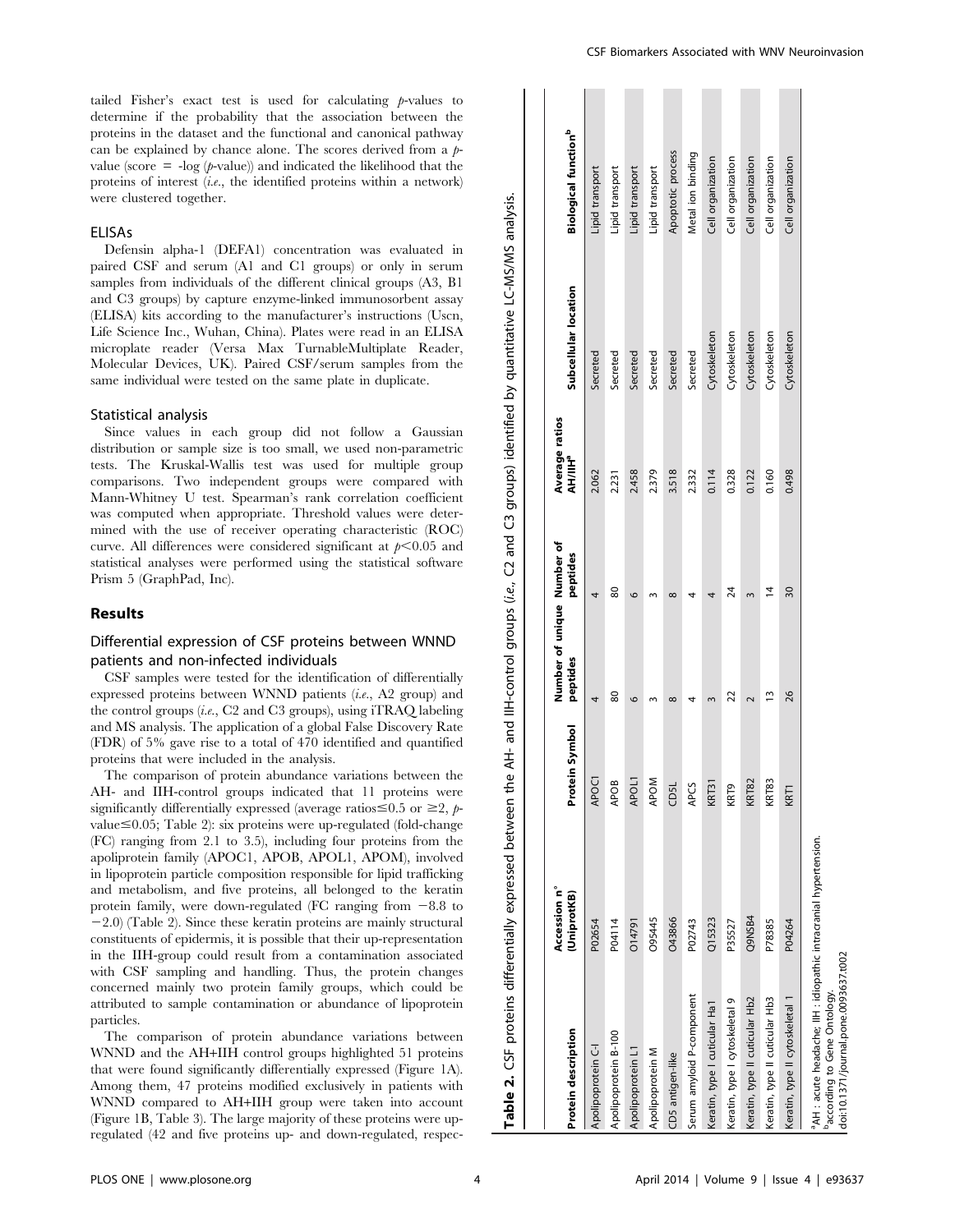tailed Fisher's exact test is used for calculating *p*-values to determine if the probability that the association between the proteins in the dataset and the functional and canonical pathway can be explained by chance alone. The scores derived from a *p*-value (score = -log (*p*-value)) and indicated the likelihood that the proteins of interest (*i.e.*, the identified proteins within a network) were clustered together.

### ELISAs

Defensin alpha-1 (DEFA1) concentration was evaluated in paired CSF and serum (A1 and C1 groups) or only in serum samples from individuals of the different clinical groups (A3, B1 and C3 groups) by capture enzyme-linked immunosorbent assay (ELISA) kits according to the manufacturer's instructions (Uscn, Life Science Inc., Wuhan, China). Plates were read in an ELISA microplate reader (Versa Max TurnableMultiplate Reader, Molecular Devices, UK). Paired CSF/serum samples from the same individual were tested on the same plate in duplicate.

### Statistical analysis

Since values in each group did not follow a Gaussian distribution or sample size is too small, we used non-parametric tests. The Kruskal-Wallis test was used for multiple group comparisons. Two independent groups were compared with Mann-Whitney U test. Spearman's rank correlation coefficient was computed when appropriate. Threshold values were determined with the use of receiver operating characteristic (ROC) curve. All differences were considered significant at $p<0.05$ and statistical analyses were performed using the statistical software Prism 5 (GraphPad, Inc).

## Results

### Differential expression of CSF proteins between WNND patients and non-infected individuals

CSF samples were tested for the identification of differentially expressed proteins between WNND patients (*i.e.*, A2 group) and the control groups (*i.e.*, C2 and C3 groups), using iTRAQ labeling and MS analysis. The application of a global False Discovery Rate (FDR) of 5% gave rise to a total of 470 identified and quantified proteins that were included in the analysis.

The comparison of protein abundance variations between the AH- and IIH-control groups indicated that 11 proteins were significantly differentially expressed (average ratios≤0.5 or ≥2, *p*-value≤0.05; Table 2): six proteins were up-regulated (fold-change (FC) ranging from 2.1 to 3.5), including four proteins from the apoliprotein family (APOC1, APOB, APOL1, APOM), involved in lipoprotein particle composition responsible for lipid trafficking and metabolism, and five proteins, all belonged to the keratin protein family, were down-regulated (FC ranging from −8.8 to −2.0) (Table 2). Since these keratin proteins are mainly structural constituents of epidermis, it is possible that their up-representation in the IIH-group could result from a contamination associated with CSF sampling and handling. Thus, the protein changes concerned mainly two protein family groups, which could be attributed to sample contamination or abundance of lipoprotein particles.

The comparison of protein abundance variations between WNND and the AH+IIH control groups highlighted 51 proteins that were found significantly differentially expressed (Figure 1A). Among them, 47 proteins modified exclusively in patients with WNND compared to AH+IIH group were taken into account (Figure 1B, Table 3). The large majority of these proteins were up-regulated (42 and five proteins up- and down-regulated, respec-

**Table 2.** CSF proteins differentially expressed between the AH- and IIH-control groups (*i.e.*, C2 and C3 groups) identified by quantitative LC-MS/MS analysis.

| Protein description | Accession n° (UniprotKB) | Protein Symbol | Number of unique peptides | Number of peptides | Average ratios AH/IIH[a] | Subcellular location | Biological function[b] |
|---|---|---|---|---|---|---|---|
| Apolipoprotein C-I | P02654 | APOC1 | 4 | 4 | 2.062 | Secreted | Lipid transport |
| Apolipoprotein B-100 | P04114 | APOB | 80 | 80 | 2.231 | Secreted | Lipid transport |
| Apolipoprotein L1 | O14791 | APOL1 | 6 | 6 | 2.458 | Secreted | Lipid transport |
| Apolipoprotein M | O95445 | APOM | 3 | 3 | 2.379 | Secreted | Lipid transport |
| CD5 antigen-like | O43866 | CD5L | 8 | 8 | 3.518 | Secreted | Apoptotic process |
| Serum amyloid P-component | P02743 | APCS | 4 | 4 | 2.332 | Secreted | Metal ion binding |
| Keratin, type I cuticular Ha1 | Q15323 | KRT31 | 3 | 4 | 0.114 | Cytoskeleton | Cell organization |
| Keratin, type I cytoskeletal 9 | P35527 | KRT9 | 22 | 24 | 0.328 | Cytoskeleton | Cell organization |
| Keratin, type II cuticular Hb2 | Q9NSB4 | KRT82 | 2 | 3 | 0.122 | Cytoskeleton | Cell organization |
| Keratin, type II cuticular Hb3 | P78385 | KRT83 | 13 | 14 | 0.160 | Cytoskeleton | Cell organization |
| Keratin, type II cytoskeletal 1 | P04264 | KRT1 | 26 | 30 | 0.498 | Cytoskeleton | Cell organization |

[a]AH : acute headache; IIH : idiopathic intracranial hypertension.
[b]according to Gene Ontology.
doi:10.1371/journal.pone.0093637.t002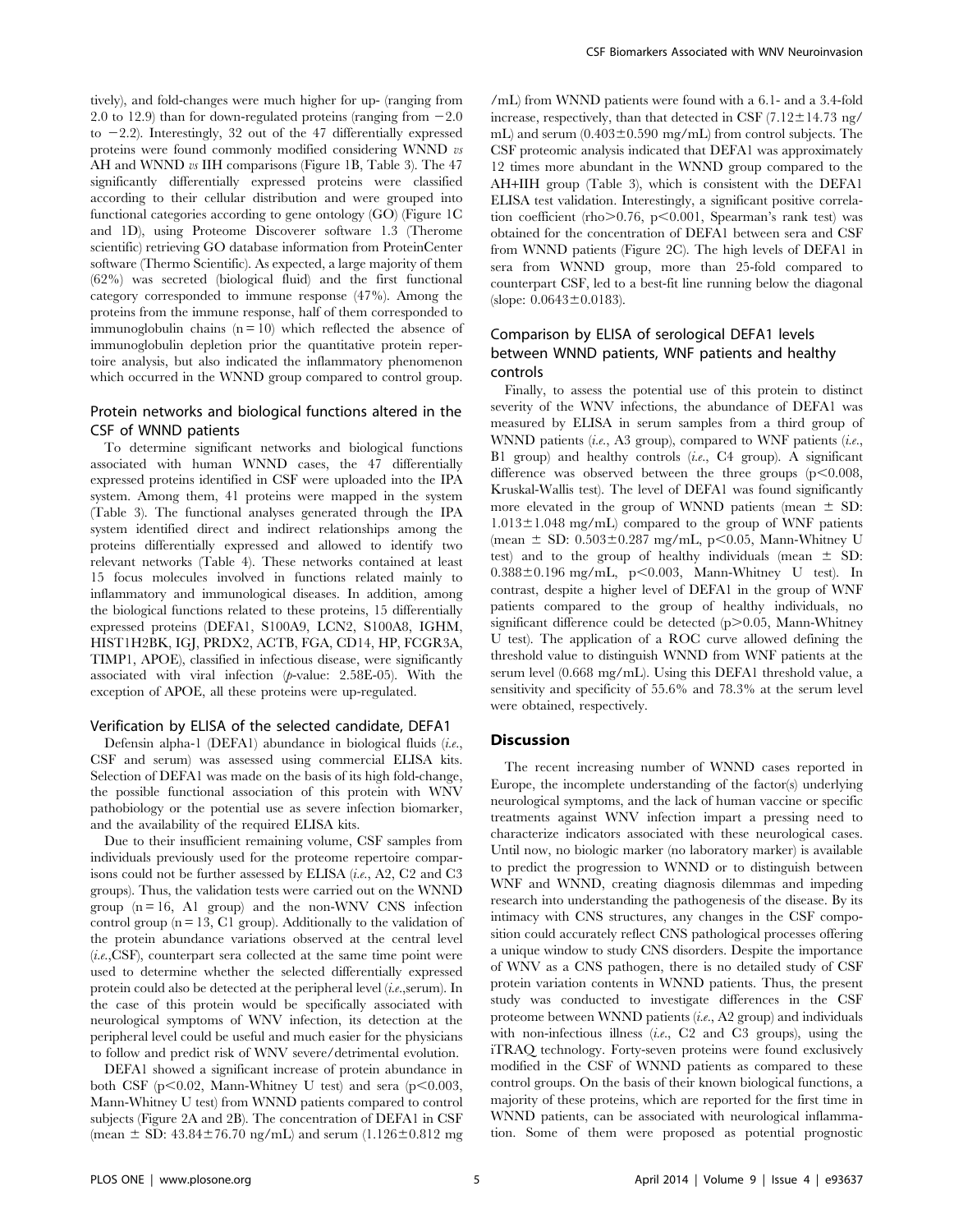tively), and fold-changes were much higher for up- (ranging from 2.0 to 12.9) than for down-regulated proteins (ranging from −2.0 to −2.2). Interestingly, 32 out of the 47 differentially expressed proteins were found commonly modified considering WNND *vs* AH and WNND *vs* IIH comparisons (Figure 1B, Table 3). The 47 significantly differentially expressed proteins were classified according to their cellular distribution and were grouped into functional categories according to gene ontology (GO) (Figure 1C and 1D), using Proteome Discoverer software 1.3 (Therome scientific) retrieving GO database information from ProteinCenter software (Thermo Scientific). As expected, a large majority of them (62%) was secreted (biological fluid) and the first functional category corresponded to immune response (47%). Among the proteins from the immune response, half of them corresponded to immunoglobulin chains (n = 10) which reflected the absence of immunoglobulin depletion prior the quantitative protein repertoire analysis, but also indicated the inflammatory phenomenon which occurred in the WNND group compared to control group.

## Protein networks and biological functions altered in the CSF of WNND patients

To determine significant networks and biological functions associated with human WNND cases, the 47 differentially expressed proteins identified in CSF were uploaded into the IPA system. Among them, 41 proteins were mapped in the system (Table 3). The functional analyses generated through the IPA system identified direct and indirect relationships among the proteins differentially expressed and allowed to identify two relevant networks (Table 4). These networks contained at least 15 focus molecules involved in functions related mainly to inflammatory and immunological diseases. In addition, among the biological functions related to these proteins, 15 differentially expressed proteins (DEFA1, S100A9, LCN2, S100A8, IGHM, HIST1H2BK, IGJ, PRDX2, ACTB, FGA, CD14, HP, FCGR3A, TIMP1, APOE), classified in infectious disease, were significantly associated with viral infection (*p*-value: 2.58E-05). With the exception of APOE, all these proteins were up-regulated.

### Verification by ELISA of the selected candidate, DEFA1

Defensin alpha-1 (DEFA1) abundance in biological fluids (*i.e.*, CSF and serum) was assessed using commercial ELISA kits. Selection of DEFA1 was made on the basis of its high fold-change, the possible functional association of this protein with WNV pathobiology or the potential use as severe infection biomarker, and the availability of the required ELISA kits.

Due to their insufficient remaining volume, CSF samples from individuals previously used for the proteome repertoire comparisons could not be further assessed by ELISA (*i.e.*, A2, C2 and C3 groups). Thus, the validation tests were carried out on the WNND group (n = 16, A1 group) and the non-WNV CNS infection control group (n = 13, C1 group). Additionally to the validation of the protein abundance variations observed at the central level (*i.e.*,CSF), counterpart sera collected at the same time point were used to determine whether the selected differentially expressed protein could also be detected at the peripheral level (*i.e.*,serum). In the case of this protein would be specifically associated with neurological symptoms of WNV infection, its detection at the peripheral level could be useful and much easier for the physicians to follow and predict risk of WNV severe/detrimental evolution.

DEFA1 showed a significant increase of protein abundance in both CSF ($p<0.02$, Mann-Whitney U test) and sera ($p<0.003$, Mann-Whitney U test) from WNND patients compared to control subjects (Figure 2A and 2B). The concentration of DEFA1 in CSF (mean ± SD: 43.84±76.70 ng/mL) and serum (1.126±0.812 mg/mL) from WNND patients were found with a 6.1- and a 3.4-fold increase, respectively, than that detected in CSF (7.12±14.73 ng/mL) and serum (0.403±0.590 mg/mL) from control subjects. The CSF proteomic analysis indicated that DEFA1 was approximately 12 times more abundant in the WNND group compared to the AH+IIH group (Table 3), which is consistent with the DEFA1 ELISA test validation. Interestingly, a significant positive correlation coefficient (rho>0.76, $p<0.001$, Spearman's rank test) was obtained for the concentration of DEFA1 between sera and CSF from WNND patients (Figure 2C). The high levels of DEFA1 in sera from WNND group, more than 25-fold compared to counterpart CSF, led to a best-fit line running below the diagonal (slope: 0.0643±0.0183).

### Comparison by ELISA of serological DEFA1 levels between WNND patients, WNF patients and healthy controls

Finally, to assess the potential use of this protein to distinct severity of the WNV infections, the abundance of DEFA1 was measured by ELISA in serum samples from a third group of WNND patients (*i.e.*, A3 group), compared to WNF patients (*i.e.*, B1 group) and healthy controls (*i.e.*, C4 group). A significant difference was observed between the three groups ($p<0.008$, Kruskal-Wallis test). The level of DEFA1 was found significantly more elevated in the group of WNND patients (mean ± SD: 1.013±1.048 mg/mL) compared to the group of WNF patients (mean ± SD: 0.503±0.287 mg/mL, $p<0.05$, Mann-Whitney U test) and to the group of healthy individuals (mean ± SD: 0.388±0.196 mg/mL, $p<0.003$, Mann-Whitney U test). In contrast, despite a higher level of DEFA1 in the group of WNF patients compared to the group of healthy individuals, no significant difference could be detected ($p>0.05$, Mann-Whitney U test). The application of a ROC curve allowed defining the threshold value to distinguish WNND from WNF patients at the serum level (0.668 mg/mL). Using this DEFA1 threshold value, a sensitivity and specificity of 55.6% and 78.3% at the serum level were obtained, respectively.

## Discussion

The recent increasing number of WNND cases reported in Europe, the incomplete understanding of the factor(s) underlying neurological symptoms, and the lack of human vaccine or specific treatments against WNV infection impart a pressing need to characterize indicators associated with these neurological cases. Until now, no biologic marker (no laboratory marker) is available to predict the progression to WNND or to distinguish between WNF and WNND, creating diagnosis dilemmas and impeding research into understanding the pathogenesis of the disease. By its intimacy with CNS structures, any changes in the CSF composition could accurately reflect CNS pathological processes offering a unique window to study CNS disorders. Despite the importance of WNV as a CNS pathogen, there is no detailed study of CSF protein variation contents in WNND patients. Thus, the present study was conducted to investigate differences in the CSF proteome between WNND patients (*i.e.*, A2 group) and individuals with non-infectious illness (*i.e.*, C2 and C3 groups), using the iTRAQ technology. Forty-seven proteins were found exclusively modified in the CSF of WNND patients as compared to these control groups. On the basis of their known biological functions, a majority of these proteins, which are reported for the first time in WNND patients, can be associated with neurological inflammation. Some of them were proposed as potential prognostic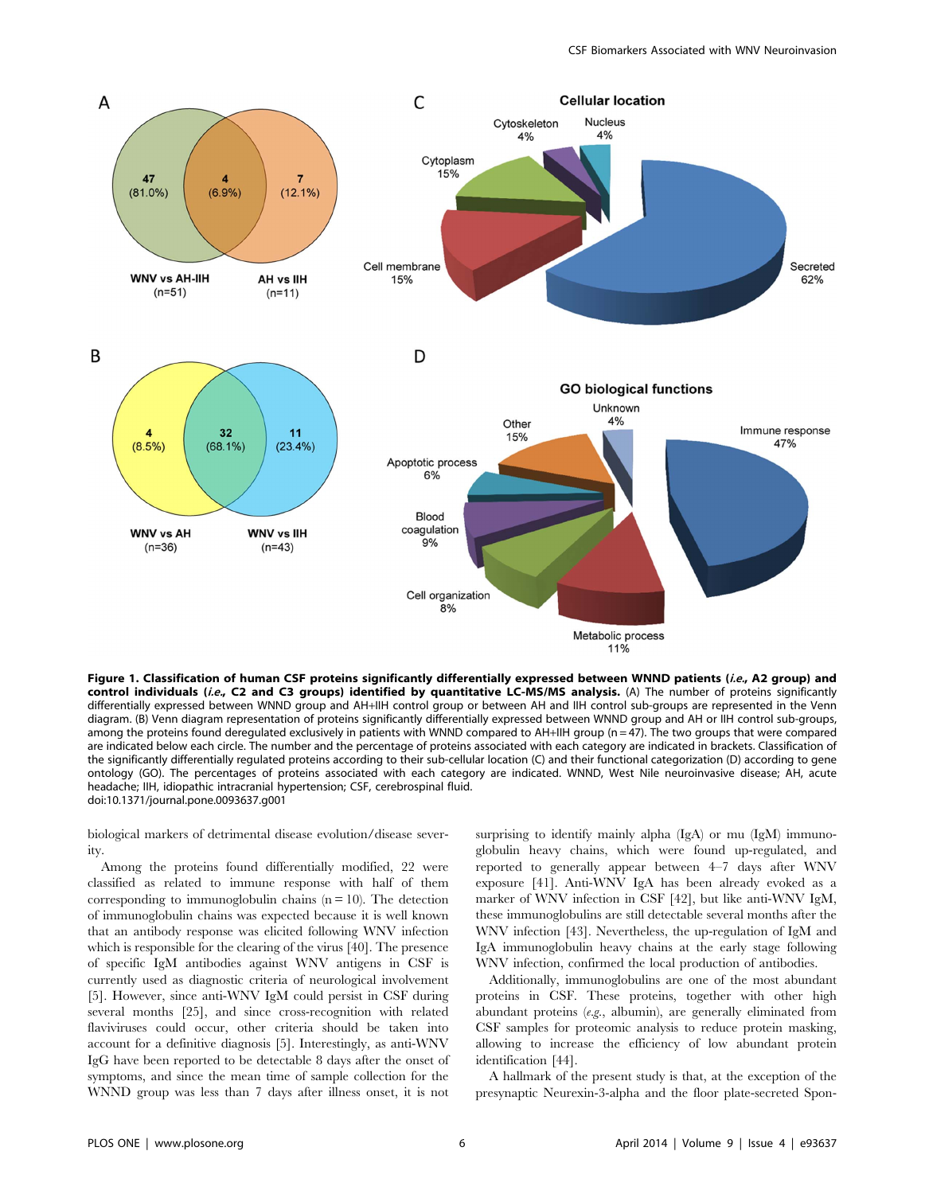**Figure 1. Classification of human CSF proteins significantly differentially expressed between WNND patients (*i.e.,* A2 group) and control individuals (*i.e.,* C2 and C3 groups) identified by quantitative LC-MS/MS analysis.** (A) The number of proteins significantly differentially expressed between WNND group and AH+IIH control group or between AH and IIH control sub-groups are represented in the Venn diagram. (B) Venn diagram representation of proteins significantly differentially expressed between WNND group and AH or IIH control sub-groups, among the proteins found deregulated exclusively in patients with WNND compared to AH+IIH group (n = 47). The two groups that were compared are indicated below each circle. The number and the percentage of proteins associated with each category are indicated in brackets. Classification of the significantly differentially regulated proteins according to their sub-cellular location (C) and their functional categorization (D) according to gene ontology (GO). The percentages of proteins associated with each category are indicated. WNND, West Nile neuroinvasive disease; AH, acute headache; IIH, idiopathic intracranial hypertension; CSF, cerebrospinal fluid.
doi:10.1371/journal.pone.0093637.g001

biological markers of detrimental disease evolution/disease severity.

Among the proteins found differentially modified, 22 were classified as related to immune response with half of them corresponding to immunoglobulin chains (n = 10). The detection of immunoglobulin chains was expected because it is well known that an antibody response was elicited following WNV infection which is responsible for the clearing of the virus [40]. The presence of specific IgM antibodies against WNV antigens in CSF is currently used as diagnostic criteria of neurological involvement [5]. However, since anti-WNV IgM could persist in CSF during several months [25], and since cross-recognition with related flaviviruses could occur, other criteria should be taken into account for a definitive diagnosis [5]. Interestingly, as anti-WNV IgG have been reported to be detectable 8 days after the onset of symptoms, and since the mean time of sample collection for the WNND group was less than 7 days after illness onset, it is not surprising to identify mainly alpha (IgA) or mu (IgM) immunoglobulin heavy chains, which were found up-regulated, and reported to generally appear between 4–7 days after WNV exposure [41]. Anti-WNV IgA has been already evoked as a marker of WNV infection in CSF [42], but like anti-WNV IgM, these immunoglobulins are still detectable several months after the WNV infection [43]. Nevertheless, the up-regulation of IgM and IgA immunoglobulin heavy chains at the early stage following WNV infection, confirmed the local production of antibodies.

Additionally, immunoglobulins are one of the most abundant proteins in CSF. These proteins, together with other high abundant proteins (*e.g.*, albumin), are generally eliminated from CSF samples for proteomic analysis to reduce protein masking, allowing to increase the efficiency of low abundant protein identification [44].

A hallmark of the present study is that, at the exception of the presynaptic Neurexin-3-alpha and the floor plate-secreted Spon-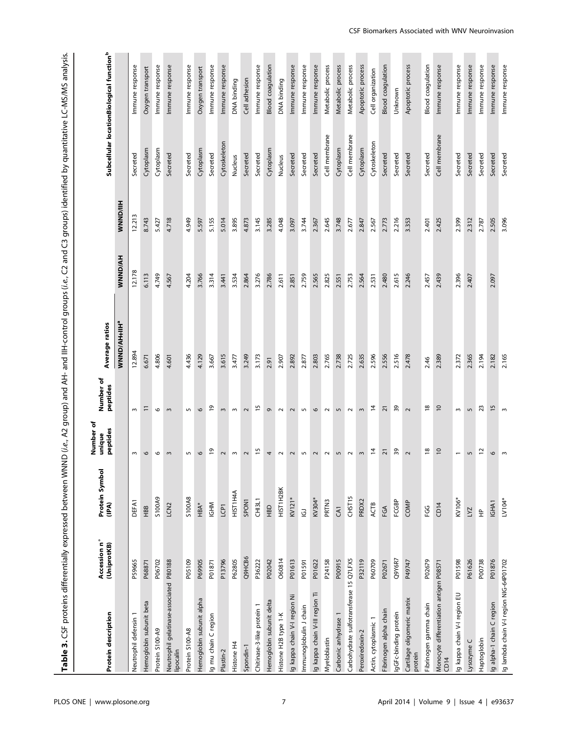**Table 3.** CSF proteins differentially expressed between WNND (*i.e.*, A2 group) and AH- and IIH-control groups (*i.e.*, C2 and C3 groups) identified by quantitative LC-MS/MS analysis.

| Protein description | Accession n° (UniprotKB) | Protein Symbol (IPA) | Number of unique peptides | Number of peptides | Average ratios | | | Subcellular location[b] | Biological function[b] |
|---|---|---|---|---|---|---|---|---|---|
| | | | | | WNND/AH+IIH[a] | WNND/AH | WNND/IIH | | |
| Neutrophil defensin 1 | P59665 | DEFA1 | 3 | 3 | 12.894 | 12.178 | 12.213 | Secreted | Immune response |
| Hemoglobin subunit beta | P68871 | HBB | 6 | 11 | 6.671 | 6.113 | 8.743 | Cytoplasm | Oxygen transport |
| Protein S100-A9 | P06702 | S100A9 | 6 | 6 | 4.806 | 4.749 | 5.427 | Cytoplasm | Immune response |
| Neutrophil gelatinase-associated lipocalin | P80188 | LCN2 | 3 | 3 | 4.601 | 4.567 | 4.718 | Secreted | Immune response |
| Protein S100-A8 | P05109 | S100A8 | 5 | 5 | 4.436 | 4.204 | 4.949 | Secreted | Immune response |
| Hemoglobin subunit alpha | P69905 | HBA* | 6 | 6 | 4.129 | 3.766 | 5.597 | Cytoplasm | Oxygen transport |
| Ig mu chain C region | P01871 | IGHM | 19 | 19 | 3.667 | 3.314 | 5.155 | Secreted | Immune response |
| Plastin-2 | P13796 | LCP1 | 2 | 3 | 3.615 | 3.441 | 5.014 | Cytoskeleton | Immune response |
| Histone H4 | P62805 | HIST1H4A | 3 | 3 | 3.477 | 3.534 | 3.895 | Nucleus | DNA binding |
| Spondin-1 | Q9HCB6 | SPON1 | 2 | 2 | 3.249 | 2.864 | 4.873 | Secreted | Cell adhesion |
| Chitinase-3-like protein 1 | P36222 | CHI3L1 | 15 | 15 | 3.173 | 3.276 | 3.145 | Secreted | Immune response |
| Hemoglobin subunit delta | P02042 | HBD | 4 | 9 | 2.91 | 2.786 | 3.285 | Cytoplasm | Blood coagulation |
| Histone H2B type 1-K | O60814 | HIST1H2BK | 2 | 2 | 2.907 | 2.611 | 4.048 | Nucleus | DNA binding |
| Ig kappa chain V-I region Ni | P01613 | KV121* | 2 | 2 | 2.892 | 2.851 | 3.097 | Secreted | Immune response |
| Immunoglobulin J chain | P01591 | IGJ | 5 | 5 | 2.877 | 2.759 | 3.744 | Secreted | Immune response |
| Ig kappa chain V-III region Ti | P01622 | KV304* | 2 | 6 | 2.803 | 2.565 | 2.367 | Secreted | Immune response |
| Myeloblastin | P24158 | PRTN3 | 2 | 2 | 2.765 | 2.825 | 2.645 | Cell membrane | Metabolic process |
| Carbonic anhydrase 1 | P00915 | CA1 | 5 | 5 | 2.738 | 2.551 | 3.748 | Cytoplasm | Metabolic process |
| Carbohydrate sulfotransferase 15 | Q7LFX5 | CHST15 | 2 | 2 | 2.725 | 2.753 | 2.677 | Cell membrane | Metabolic process |
| Peroxiredoxin-2 | P32119 | PRDX2 | 3 | 3 | 2.635 | 2.564 | 2.847 | Cytoplasm | Apoptotic process |
| Actin, cytoplasmic 1 | P60709 | ACTB | 14 | 14 | 2.596 | 2.531 | 2.567 | Cytoskeleton | Cell organization |
| Fibrinogen alpha chain | P02671 | FGA | 21 | 21 | 2.556 | 2.480 | 2.773 | Secreted | Blood coagulation |
| IgGFc-binding protein | Q9Y6R7 | FCGBP | 39 | 39 | 2.516 | 2.615 | 2.216 | Secreted | Unknown |
| Cartilage oligomeric matrix protein | P49747 | COMP | 2 | 2 | 2.478 | 2.246 | 3.353 | Secreted | Apoptotic process |
| Fibrinogen gamma chain | P02679 | FGG | 18 | 18 | 2.46 | 2.457 | 2.401 | Secreted | Blood coagulation |
| Monocyte differentiation antigen CD14 | P08571 | CD14 | 10 | 10 | 2.389 | 2.439 | 2.425 | Cell membrane | Immune response |
| Ig kappa chain V-I region EU | P01598 | KV106* | 1 | 3 | 2.372 | 2.396 | 2.399 | Secreted | Immune response |
| Lysozyme C | P61626 | LYZ | 5 | 5 | 2.365 | 2.407 | 2.312 | Secreted | Immune response |
| Haptoglobin | P00738 | HP | 12 | 23 | 2.194 | | 2.787 | Secreted | Immune response |
| Ig alpha-1 chain C region | P01876 | IGHA1 | 6 | 15 | 2.182 | 2.097 | 2.505 | Secreted | Immune response |
| Ig lambda chain V-I region NIG-64 | P01702 | LV104* | 3 | 3 | 2.165 | | 3.096 | Secreted | Immune response |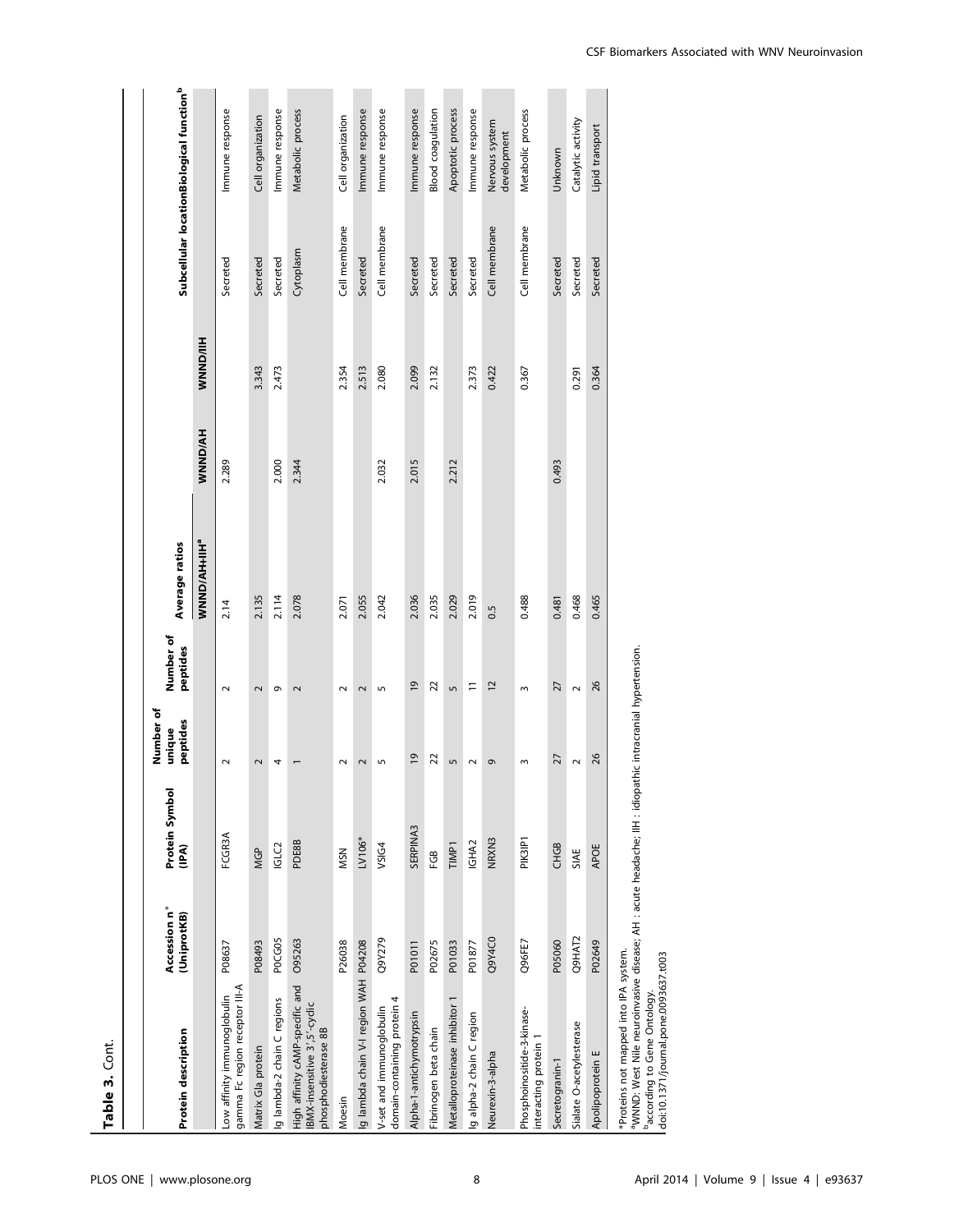**Table 3.** Cont.

| Protein description | Accession n° (UniprotKB) | Protein Symbol (IPA) | Number of unique peptides | Number of peptides | Average ratios | | | Subcellular location[b] | Biological function[b] |
|---|---|---|---|---|---|---|---|---|---|
| | | | | | WNND/AH+IIH[a] | WNND/AH | WNND/IIH | | |
| Low affinity immunoglobulin gamma Fc region receptor III-A | P08637 | FCGR3A | 2 | 2 | 2.14 | 2.289 | | Secreted | Immune response |
| Matrix Gla protein | P08493 | MGP | 2 | 2 | 2.135 | | 3.343 | Secreted | Cell organization |
| Ig lambda-2 chain C regions | P0CG05 | IGLC2 | 4 | 9 | 2.114 | 2.000 | 2.473 | Secreted | Immune response |
| High affinity cAMP-specific and IBMX-insensitive 3',5'-cyclic phosphodiesterase 8B | O95263 | PDE8B | 1 | 2 | 2.078 | 2.344 | | Cytoplasm | Metabolic process |
| Moesin | P26038 | MSN | 2 | 2 | 2.071 | | 2.354 | Cell membrane | Cell organization |
| Ig lambda chain V-I region WAH | P04208 | LV106* | 2 | 2 | 2.055 | | 2.513 | Secreted | Immune response |
| V-set and immunoglobulin domain-containing protein 4 | Q9Y279 | VSIG4 | 5 | 5 | 2.042 | 2.032 | 2.080 | Cell membrane | Immune response |
| Alpha-1-antichymotrypsin | P01011 | SERPINA3 | 19 | 19 | 2.036 | 2.015 | 2.099 | Secreted | Immune response |
| Fibrinogen beta chain | P02675 | FGB | 22 | 22 | 2.035 | | 2.132 | Secreted | Blood coagulation |
| Metalloproteinase inhibitor 1 | P01033 | TIMP1 | 5 | 5 | 2.029 | 2.212 | | Secreted | Apoptotic process |
| Ig alpha-2 chain C region | P01877 | IGHA2 | 2 | 11 | 2.019 | | 2.373 | Secreted | Immune response |
| Neurexin-3-alpha | Q9Y4C0 | NRXN3 | 9 | 12 | 0.5 | | 0.422 | Cell membrane | Nervous system development |
| Phosphoinositide-3-kinase-interacting protein 1 | Q96FE7 | PIK3IP1 | 3 | 3 | 0.488 | | 0.367 | Cell membrane | Metabolic process |
| Secretogranin-1 | P05060 | CHGB | 27 | 27 | 0.481 | 0.493 | | Secreted | Unknown |
| Sialate O-acetylesterase | Q9HAT2 | SIAE | 2 | 2 | 0.468 | | 0.291 | Secreted | Catalytic activity |
| Apolipoprotein E | P02649 | APOE | 26 | 26 | 0.465 | | 0.364 | Secreted | Lipid transport |

*Proteins not mapped into IPA system.
[a]WNND: West Nile neuroinvasive disease; AH : acute headache; IIH : idiopathic intracranial hypertension.
[b]according to Gene Ontology.
doi:10.1371/journal.pone.0093637.t003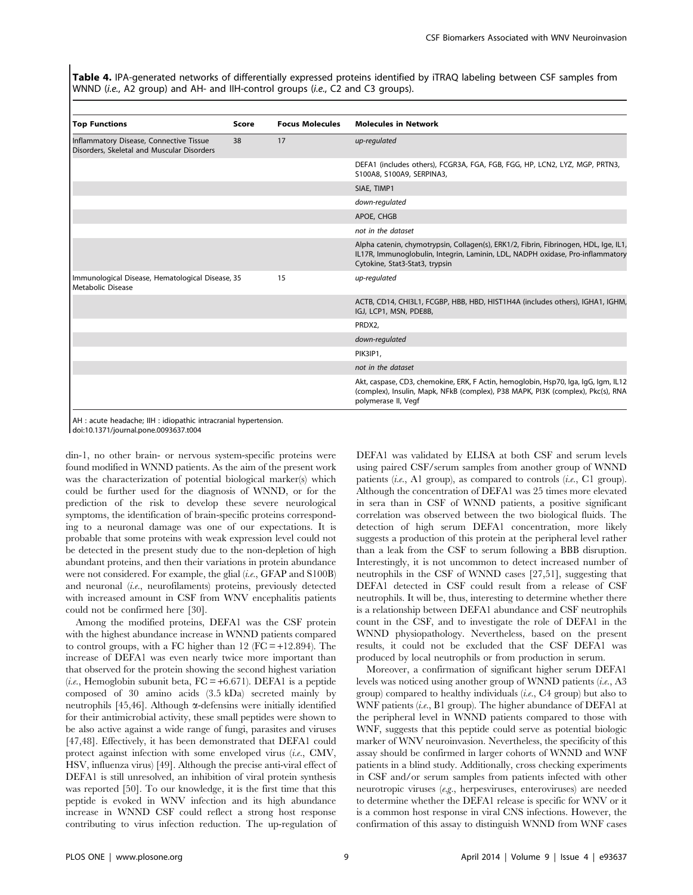**Table 4.** IPA-generated networks of differentially expressed proteins identified by iTRAQ labeling between CSF samples from WNND (*i.e.*, A2 group) and AH- and IIH-control groups (*i.e.*, C2 and C3 groups).

| Top Functions | Score | Focus Molecules | Molecules in Network |
|---|---|---|---|
| Inflammatory Disease, Connective Tissue Disorders, Skeletal and Muscular Disorders | 38 | 17 | *up-regulated* |
| | | | DEFA1 (includes others), FCGR3A, FGA, FGB, FGG, HP, LCN2, LYZ, MGP, PRTN3, S100A8, S100A9, SERPINA3, |
| | | | SIAE, TIMP1 |
| | | | *down-regulated* |
| | | | APOE, CHGB |
| | | | *not in the dataset* |
| | | | Alpha catenin, chymotrypsin, Collagen(s), ERK1/2, Fibrin, Fibrinogen, HDL, Ige, IL1, IL17R, Immunoglobulin, Integrin, Laminin, LDL, NADPH oxidase, Pro-inflammatory Cytokine, Stat3-Stat3, trypsin |
| Immunological Disease, Hematological Disease, Metabolic Disease | 35 | 15 | *up-regulated* |
| | | | ACTB, CD14, CHI3L1, FCGBP, HBB, HBD, HIST1H4A (includes others), IGHA1, IGHM, IGJ, LCP1, MSN, PDE8B, |
| | | | PRDX2, |
| | | | *down-regulated* |
| | | | PIK3IP1, |
| | | | *not in the dataset* |
| | | | Akt, caspase, CD3, chemokine, ERK, F Actin, hemoglobin, Hsp70, Iga, IgG, Igm, IL12 (complex), Insulin, Mapk, NFkB (complex), P38 MAPK, PI3K (complex), Pkc(s), RNA polymerase II, Vegf |

AH : acute headache; IIH : idiopathic intracranial hypertension.
doi:10.1371/journal.pone.0093637.t004

din-1, no other brain- or nervous system-specific proteins were found modified in WNND patients. As the aim of the present work was the characterization of potential biological marker(s) which could be further used for the diagnosis of WNND, or for the prediction of the risk to develop these severe neurological symptoms, the identification of brain-specific proteins corresponding to a neuronal damage was one of our expectations. It is probable that some proteins with weak expression level could not be detected in the present study due to the non-depletion of high abundant proteins, and then their variations in protein abundance were not considered. For example, the glial (*i.e.*, GFAP and S100B) and neuronal (*i.e.*, neurofilaments) proteins, previously detected with increased amount in CSF from WNV encephalitis patients could not be confirmed here [30].

Among the modified proteins, DEFA1 was the CSF protein with the highest abundance increase in WNND patients compared to control groups, with a FC higher than 12 (FC = +12.894). The increase of DEFA1 was even nearly twice more important than that observed for the protein showing the second highest variation (*i.e.*, Hemoglobin subunit beta, FC = +6.671). DEFA1 is a peptide composed of 30 amino acids (3.5 kDa) secreted mainly by neutrophils [45,46]. Although α-defensins were initially identified for their antimicrobial activity, these small peptides were shown to be also active against a wide range of fungi, parasites and viruses [47,48]. Effectively, it has been demonstrated that DEFA1 could protect against infection with some enveloped virus (*i.e.*, CMV, HSV, influenza virus) [49]. Although the precise anti-viral effect of DEFA1 is still unresolved, an inhibition of viral protein synthesis was reported [50]. To our knowledge, it is the first time that this peptide is evoked in WNV infection and its high abundance increase in WNND CSF could reflect a strong host response contributing to virus infection reduction. The up-regulation of DEFA1 was validated by ELISA at both CSF and serum levels using paired CSF/serum samples from another group of WNND patients (*i.e.*, A1 group), as compared to controls (*i.e.*, C1 group). Although the concentration of DEFA1 was 25 times more elevated in sera than in CSF of WNND patients, a positive significant correlation was observed between the two biological fluids. The detection of high serum DEFA1 concentration, more likely suggests a production of this protein at the peripheral level rather than a leak from the CSF to serum following a BBB disruption. Interestingly, it is not uncommon to detect increased number of neutrophils in the CSF of WNND cases [27,51], suggesting that DEFA1 detected in CSF could result from a release of CSF neutrophils. It will be, thus, interesting to determine whether there is a relationship between DEFA1 abundance and CSF neutrophils count in the CSF, and to investigate the role of DEFA1 in the WNND physiopathology. Nevertheless, based on the present results, it could not be excluded that the CSF DEFA1 was produced by local neutrophils or from production in serum.

Moreover, a confirmation of significant higher serum DEFA1 levels was noticed using another group of WNND patients (*i.e.*, A3 group) compared to healthy individuals (*i.e.*, C4 group) but also to WNF patients (*i.e.*, B1 group). The higher abundance of DEFA1 at the peripheral level in WNND patients compared to those with WNF, suggests that this peptide could serve as potential biologic marker of WNV neuroinvasion. Nevertheless, the specificity of this assay should be confirmed in larger cohorts of WNND and WNF patients in a blind study. Additionally, cross checking experiments in CSF and/or serum samples from patients infected with other neurotropic viruses (*e.g.*, herpesviruses, enteroviruses) are needed to determine whether the DEFA1 release is specific for WNV or it is a common host response in viral CNS infections. However, the confirmation of this assay to distinguish WNND from WNF cases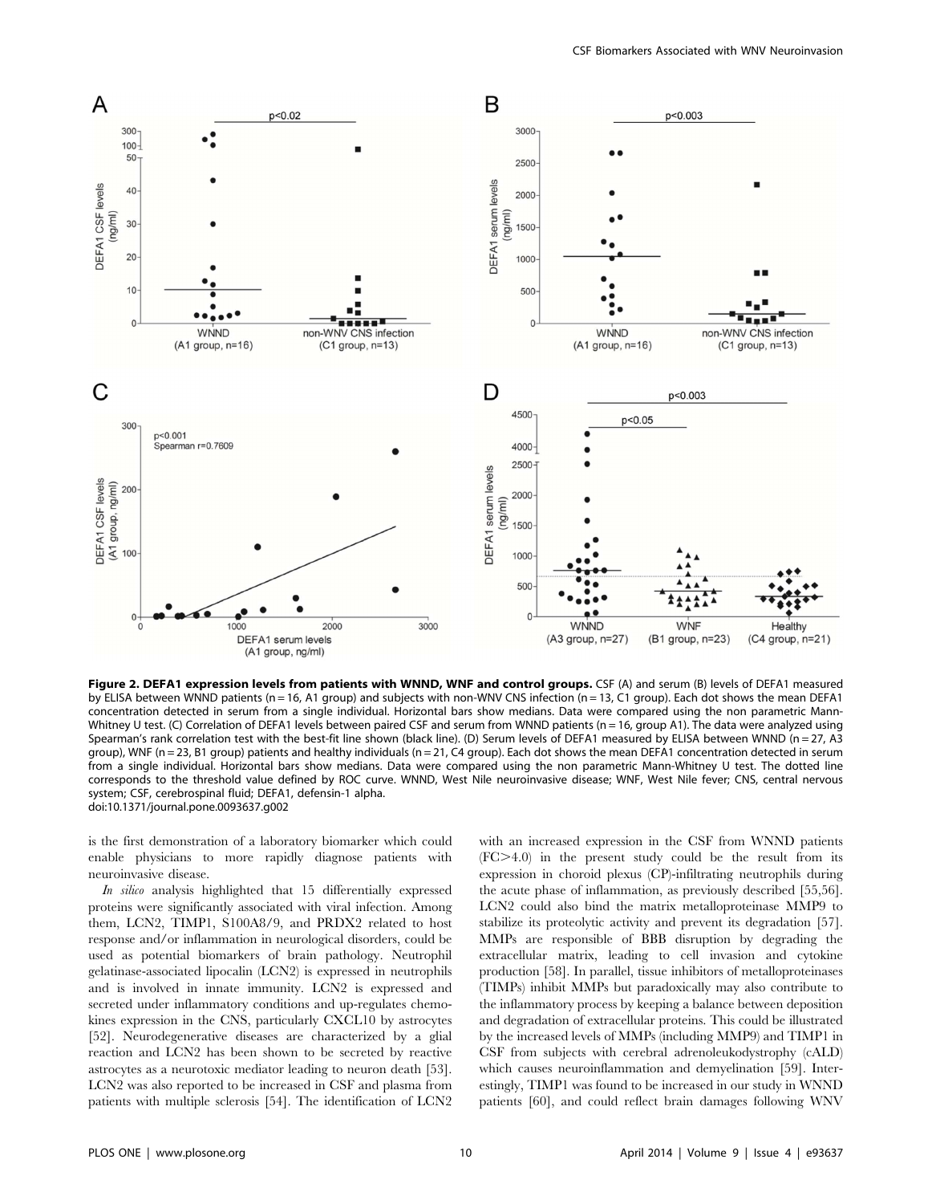**Figure 2. DEFA1 expression levels from patients with WNND, WNF and control groups.** CSF (A) and serum (B) levels of DEFA1 measured by ELISA between WNND patients (n = 16, A1 group) and subjects with non-WNV CNS infection (n = 13, C1 group). Each dot shows the mean DEFA1 concentration detected in serum from a single individual. Horizontal bars show medians. Data were compared using the non parametric Mann-Whitney U test. (C) Correlation of DEFA1 levels between paired CSF and serum from WNND patients (n = 16, group A1). The data were analyzed using Spearman's rank correlation test with the best-fit line shown (black line). (D) Serum levels of DEFA1 measured by ELISA between WNND (n = 27, A3 group), WNF (n = 23, B1 group) patients and healthy individuals (n = 21, C4 group). Each dot shows the mean DEFA1 concentration detected in serum from a single individual. Horizontal bars show medians. Data were compared using the non parametric Mann-Whitney U test. The dotted line corresponds to the threshold value defined by ROC curve. WNND, West Nile neuroinvasive disease; WNF, West Nile fever; CNS, central nervous system; CSF, cerebrospinal fluid; DEFA1, defensin-1 alpha.
doi:10.1371/journal.pone.0093637.g002

is the first demonstration of a laboratory biomarker which could enable physicians to more rapidly diagnose patients with neuroinvasive disease.

*In silico* analysis highlighted that 15 differentially expressed proteins were significantly associated with viral infection. Among them, LCN2, TIMP1, S100A8/9, and PRDX2 related to host response and/or inflammation in neurological disorders, could be used as potential biomarkers of brain pathology. Neutrophil gelatinase-associated lipocalin (LCN2) is expressed in neutrophils and is involved in innate immunity. LCN2 is expressed and secreted under inflammatory conditions and up-regulates chemokines expression in the CNS, particularly CXCL10 by astrocytes [52]. Neurodegenerative diseases are characterized by a glial reaction and LCN2 has been shown to be secreted by reactive astrocytes as a neurotoxic mediator leading to neuron death [53]. LCN2 was also reported to be increased in CSF and plasma from patients with multiple sclerosis [54]. The identification of LCN2 with an increased expression in the CSF from WNND patients (FC>4.0) in the present study could be the result from its expression in choroid plexus (CP)-infiltrating neutrophils during the acute phase of inflammation, as previously described [55,56]. LCN2 could also bind the matrix metalloproteinase MMP9 to stabilize its proteolytic activity and prevent its degradation [57]. MMPs are responsible of BBB disruption by degrading the extracellular matrix, leading to cell invasion and cytokine production [58]. In parallel, tissue inhibitors of metalloproteinases (TIMPs) inhibit MMPs but paradoxically may also contribute to the inflammatory process by keeping a balance between deposition and degradation of extracellular proteins. This could be illustrated by the increased levels of MMPs (including MMP9) and TIMP1 in CSF from subjects with cerebral adrenoleukodystrophy (cALD) which causes neuroinflammation and demyelination [59]. Interestingly, TIMP1 was found to be increased in our study in WNND patients [60], and could reflect brain damages following WNV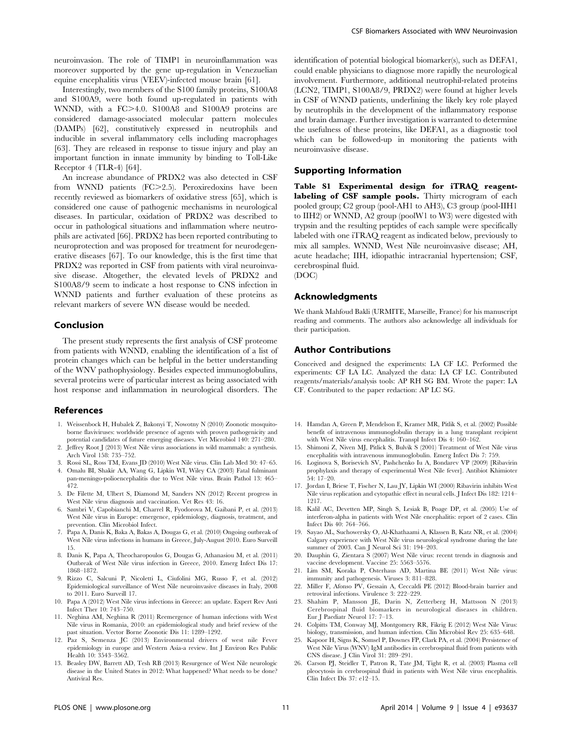neuroinvasion. The role of TIMP1 in neuroinflammation was moreover supported by the gene up-regulation in Venezuelian equine encephalitis virus (VEEV)-infected mouse brain [61].

Interestingly, two members of the S100 family proteins, S100A8 and S100A9, were both found up-regulated in patients with WNND, with a FC>4.0. S100A8 and S100A9 proteins are considered damage-associated molecular pattern molecules (DAMPs) [62], constitutively expressed in neutrophils and inducible in several inflammatory cells including macrophages [63]. They are released in response to tissue injury and play an important function in innate immunity by binding to Toll-Like Receptor 4 (TLR-4) [64].

An increase abundance of PRDX2 was also detected in CSF from WNND patients (FC>2.5). Peroxiredoxins have been recently reviewed as biomarkers of oxidative stress [65], which is considered one cause of pathogenic mechanisms in neurological diseases. In particular, oxidation of PRDX2 was described to occur in pathological situations and inflammation where neutrophils are activated [66]. PRDX2 has been reported contributing to neuroprotection and was proposed for treatment for neurodegenerative diseases [67]. To our knowledge, this is the first time that PRDX2 was reported in CSF from patients with viral neuroinvasive disease. Altogether, the elevated levels of PRDX2 and S100A8/9 seem to indicate a host response to CNS infection in WNND patients and further evaluation of these proteins as relevant markers of severe WN disease would be needed.

## Conclusion

The present study represents the first analysis of CSF proteome from patients with WNND, enabling the identification of a list of protein changes which can be helpful in the better understanding of the WNV pathophysiology. Besides expected immunoglobulins, several proteins were of particular interest as being associated with host response and inflammation in neurological disorders. The identification of potential biological biomarker(s), such as DEFA1, could enable physicians to diagnose more rapidly the neurological involvement. Furthermore, additional neutrophil-related proteins (LCN2, TIMP1, S100A8/9, PRDX2) were found at higher levels in CSF of WNND patients, underlining the likely key role played by neutrophils in the development of the inflammatory response and brain damage. Further investigation is warranted to determine the usefulness of these proteins, like DEFA1, as a diagnostic tool which can be followed-up in monitoring the patients with neuroinvasive disease.

## Supporting Information

**Table S1 Experimental design for iTRAQ reagent-labeling of CSF sample pools.** Thirty microgram of each pooled group; C2 group (pool-AH1 to AH3), C3 group (pool-IIH1 to IIH2) or WNND, A2 group (poolW1 to W3) were digested with trypsin and the resulting peptides of each sample were specifically labeled with one iTRAQ reagent as indicated below, previously to mix all samples. WNND, West Nile neuroinvasive disease; AH, acute headache; IIH, idiopathic intracranial hypertension; CSF, cerebrospinal fluid.
(DOC)

## Acknowledgments

We thank Mahfoud Bakli (URMITE, Marseille, France) for his manuscript reading and comments. The authors also acknowledge all individuals for their participation.

## Author Contributions

Conceived and designed the experiments: LA CF LC. Performed the experiments: CF LA LC. Analyzed the data: LA CF LC. Contributed reagents/materials/analysis tools: AP RH SG BM. Wrote the paper: LA CF. Contributed to the paper redaction: AP LC SG.

## References

1. Weissenbock H, Hubalek Z, Bakonyi T, Nowotny N (2010) Zoonotic mosquito-borne flaviviruses: worldwide presence of agents with proven pathogenicity and potential candidates of future emerging diseases. Vet Microbiol 140: 271–280.
2. Jeffrey Root J (2013) West Nile virus associations in wild mammals: a synthesis. Arch Virol 158: 735–752.
3. Rossi SL, Ross TM, Evans JD (2010) West Nile virus. Clin Lab Med 30: 47–65.
4. Omalu BI, Shakir AA, Wang G, Lipkin WI, Wiley CA (2003) Fatal fulminant pan-meningo-polioencephalitis due to West Nile virus. Brain Pathol 13: 465–472.
5. De Filette M, Ulbert S, Diamond M, Sanders NN (2012) Recent progress in West Nile virus diagnosis and vaccination. Vet Res 43: 16.
6. Sambri V, Capobianchi M, Charrel R, Fyodorova M, Gaibani P, et al. (2013) West Nile virus in Europe: emergence, epidemiology, diagnosis, treatment, and prevention. Clin Microbiol Infect.
7. Papa A, Danis K, Baka A, Bakas A, Dougas G, et al. (2010) Ongoing outbreak of West Nile virus infections in humans in Greece, July-August 2010. Euro Surveill 15.
8. Danis K, Papa A, Theocharopoulos G, Dougas G, Athanasiou M, et al. (2011) Outbreak of West Nile virus infection in Greece, 2010. Emerg Infect Dis 17: 1868–1872.
9. Rizzo C, Salcuni P, Nicoletti L, Ciufolini MG, Russo F, et al. (2012) Epidemiological surveillance of West Nile neuroinvasive diseases in Italy, 2008 to 2011. Euro Surveill 17.
10. Papa A (2012) West Nile virus infections in Greece: an update. Expert Rev Anti Infect Ther 10: 743–750.
11. Neghina AM, Neghina R (2011) Reemergence of human infections with West Nile virus in Romania, 2010: an epidemiological study and brief review of the past situation. Vector Borne Zoonotic Dis 11: 1289–1292.
12. Paz S, Semenza JC (2013) Environmental drivers of west nile Fever epidemiology in europe and Western Asia-a review. Int J Environ Res Public Health 10: 3543–3562.
13. Beasley DW, Barrett AD, Tesh RB (2013) Resurgence of West Nile neurologic disease in the United States in 2012: What happened? What needs to be done? Antiviral Res.
14. Hamdan A, Green P, Mendelson E, Kramer MR, Pitlik S, et al. (2002) Possible benefit of intravenous immunoglobulin therapy in a lung transplant recipient with West Nile virus encephalitis. Transpl Infect Dis 4: 160–162.
15. Shimoni Z, Niven MJ, Pitlick S, Bulvik S (2001) Treatment of West Nile virus encephalitis with intravenous immunoglobulin. Emerg Infect Dis 7: 759.
16. Loginova S, Borisevich SV, Pashchenko Iu A, Bondarev VP (2009) [Ribavirin prophylaxis and therapy of experimental West Nile fever]. Antibiot Khimioter 54: 17–20.
17. Jordan I, Briese T, Fischer N, Lau JY, Lipkin WI (2000) Ribavirin inhibits West Nile virus replication and cytopathic effect in neural cells. J Infect Dis 182: 1214–1217.
18. Kalil AC, Devetten MP, Singh S, Lesiak B, Poage DP, et al. (2005) Use of interferon-alpha in patients with West Nile encephalitis: report of 2 cases. Clin Infect Dis 40: 764–766.
19. Sayao AL, Suchowersky O, Al-Khathaami A, Klassen B, Katz NR, et al. (2004) Calgary experience with West Nile virus neurological syndrome during the late summer of 2003. Can J Neurol Sci 31: 194–203.
20. Dauphin G, Zientara S (2007) West Nile virus: recent trends in diagnosis and vaccine development. Vaccine 25: 5563–5576.
21. Lim SM, Koraka P, Osterhaus AD, Martina BE (2011) West Nile virus: immunity and pathogenesis. Viruses 3: 811–828.
22. Miller F, Afonso PV, Gessain A, Ceccaldi PE (2012) Blood-brain barrier and retroviral infections. Virulence 3: 222–229.
23. Shahim P, Mansson JE, Darin N, Zetterberg H, Mattsson N (2013) Cerebrospinal fluid biomarkers in neurological diseases in children. Eur J Paediatr Neurol 17: 7–13.
24. Colpitts TM, Conway MJ, Montgomery RR, Fikrig E (2012) West Nile Virus: biology, transmission, and human infection. Clin Microbiol Rev 25: 635–648.
25. Kapoor H, Signs K, Somsel P, Downes FP, Clark PA, et al. (2004) Persistence of West Nile Virus (WNV) IgM antibodies in cerebrospinal fluid from patients with CNS disease. J Clin Virol 31: 289–291.
26. Carson PJ, Steidler T, Patron R, Tate JM, Tight R, et al. (2003) Plasma cell pleocytosis in cerebrospinal fluid in patients with West Nile virus encephalitis. Clin Infect Dis 37: e12–15.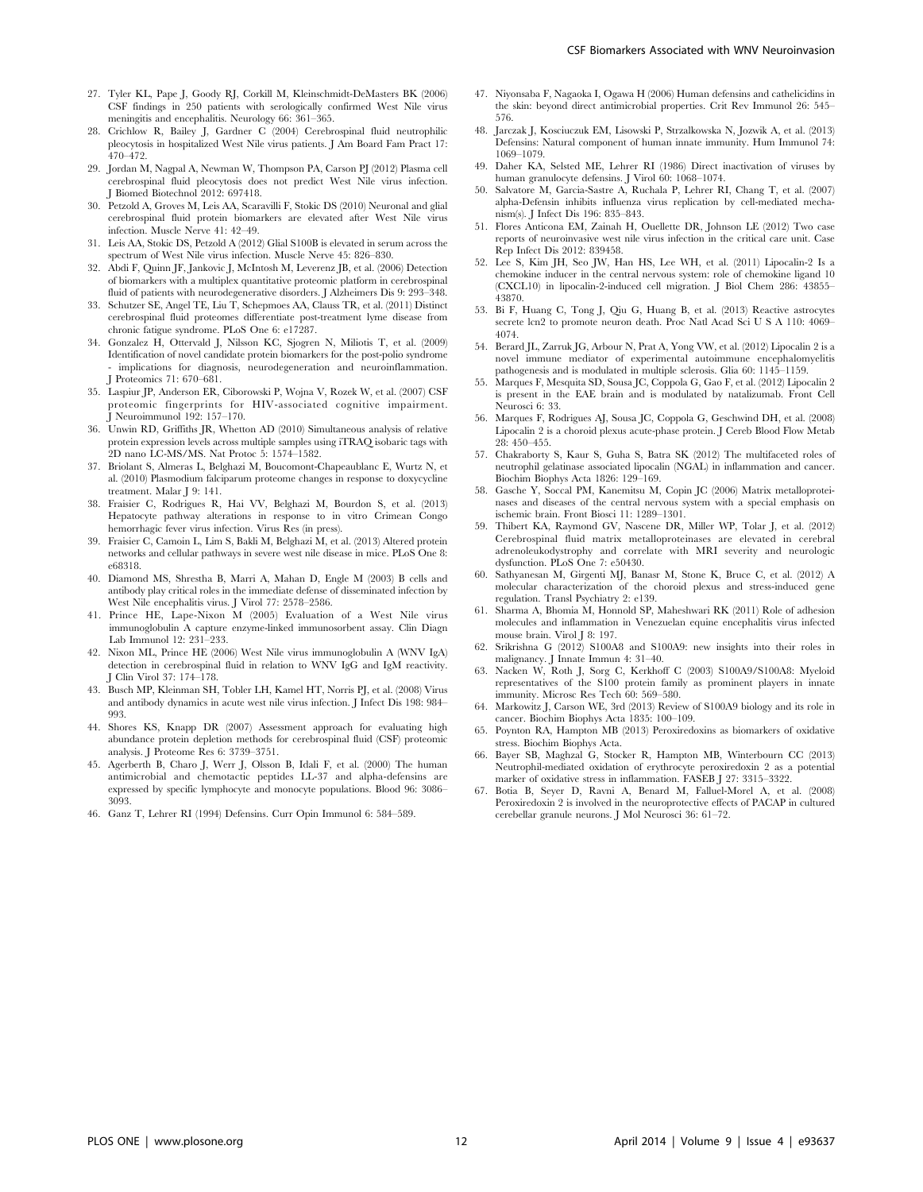27. Tyler KL, Pape J, Goody RJ, Corkill M, Kleinschmidt-DeMasters BK (2006) CSF findings in 250 patients with serologically confirmed West Nile virus meningitis and encephalitis. Neurology 66: 361–365.
28. Crichlow R, Bailey J, Gardner C (2004) Cerebrospinal fluid neutrophilic pleocytosis in hospitalized West Nile virus patients. J Am Board Fam Pract 17: 470–472.
29. Jordan M, Nagpal A, Newman W, Thompson PA, Carson PJ (2012) Plasma cell cerebrospinal fluid pleocytosis does not predict West Nile virus infection. J Biomed Biotechnol 2012: 697418.
30. Petzold A, Groves M, Leis AA, Scaravilli F, Stokic DS (2010) Neuronal and glial cerebrospinal fluid protein biomarkers are elevated after West Nile virus infection. Muscle Nerve 41: 42–49.
31. Leis AA, Stokic DS, Petzold A (2012) Glial S100B is elevated in serum across the spectrum of West Nile virus infection. Muscle Nerve 45: 826–830.
32. Abdi F, Quinn JF, Jankovic J, McIntosh M, Leverenz JB, et al. (2006) Detection of biomarkers with a multiplex quantitative proteomic platform in cerebrospinal fluid of patients with neurodegenerative disorders. J Alzheimers Dis 9: 293–348.
33. Schutzer SE, Angel TE, Liu T, Schepmoes AA, Clauss TR, et al. (2011) Distinct cerebrospinal fluid proteomes differentiate post-treatment lyme disease from chronic fatigue syndrome. PLoS One 6: e17287.
34. Gonzalez H, Ottervald J, Nilsson KC, Sjogren N, Miliotis T, et al. (2009) Identification of novel candidate protein biomarkers for the post-polio syndrome - implications for diagnosis, neurodegeneration and neuroinflammation. J Proteomics 71: 670–681.
35. Laspiur JP, Anderson ER, Ciborowski P, Wojna V, Rozek W, et al. (2007) CSF proteomic fingerprints for HIV-associated cognitive impairment. J Neuroimmunol 192: 157–170.
36. Unwin RD, Griffiths JR, Whetton AD (2010) Simultaneous analysis of relative protein expression levels across multiple samples using iTRAQ isobaric tags with 2D nano LC-MS/MS. Nat Protoc 5: 1574–1582.
37. Briolant S, Almeras L, Belghazi M, Boucomont-Chapeaublanc E, Wurtz N, et al. (2010) Plasmodium falciparum proteome changes in response to doxycycline treatment. Malar J 9: 141.
38. Fraisier C, Rodrigues R, Hai VV, Belghazi M, Bourdon S, et al. (2013) Hepatocyte pathway alterations in response to in vitro Crimean Congo hemorrhagic fever virus infection. Virus Res (in press).
39. Fraisier C, Camoin L, Lim S, Bakli M, Belghazi M, et al. (2013) Altered protein networks and cellular pathways in severe west nile disease in mice. PLoS One 8: e68318.
40. Diamond MS, Shrestha B, Marri A, Mahan D, Engle M (2003) B cells and antibody play critical roles in the immediate defense of disseminated infection by West Nile encephalitis virus. J Virol 77: 2578–2586.
41. Prince HE, Lape-Nixon M (2005) Evaluation of a West Nile virus immunoglobulin A capture enzyme-linked immunosorbent assay. Clin Diagn Lab Immunol 12: 231–233.
42. Nixon ML, Prince HE (2006) West Nile virus immunoglobulin A (WNV IgA) detection in cerebrospinal fluid in relation to WNV IgG and IgM reactivity. J Clin Virol 37: 174–178.
43. Busch MP, Kleinman SH, Tobler LH, Kamel HT, Norris PJ, et al. (2008) Virus and antibody dynamics in acute west nile virus infection. J Infect Dis 198: 984–993.
44. Shores KS, Knapp DR (2007) Assessment approach for evaluating high abundance protein depletion methods for cerebrospinal fluid (CSF) proteomic analysis. J Proteome Res 6: 3739–3751.
45. Agerberth B, Charo J, Werr J, Olsson B, Idali F, et al. (2000) The human antimicrobial and chemotactic peptides LL-37 and alpha-defensins are expressed by specific lymphocyte and monocyte populations. Blood 96: 3086–3093.
46. Ganz T, Lehrer RI (1994) Defensins. Curr Opin Immunol 6: 584–589.
47. Niyonsaba F, Nagaoka I, Ogawa H (2006) Human defensins and cathelicidins in the skin: beyond direct antimicrobial properties. Crit Rev Immunol 26: 545–576.
48. Jarczak J, Kosciuczuk EM, Lisowski P, Strzalkowska N, Jozwik A, et al. (2013) Defensins: Natural component of human innate immunity. Hum Immunol 74: 1069–1079.
49. Daher KA, Selsted ME, Lehrer RI (1986) Direct inactivation of viruses by human granulocyte defensins. J Virol 60: 1068–1074.
50. Salvatore M, Garcia-Sastre A, Ruchala P, Lehrer RI, Chang T, et al. (2007) alpha-Defensin inhibits influenza virus replication by cell-mediated mechanism(s). J Infect Dis 196: 835–843.
51. Flores Anticona EM, Zainah H, Ouellette DR, Johnson LE (2012) Two case reports of neuroinvasive west nile virus infection in the critical care unit. Case Rep Infect Dis 2012: 839458.
52. Lee S, Kim JH, Seo JW, Han HS, Lee WH, et al. (2011) Lipocalin-2 Is a chemokine inducer in the central nervous system: role of chemokine ligand 10 (CXCL10) in lipocalin-2-induced cell migration. J Biol Chem 286: 43855–43870.
53. Bi F, Huang C, Tong J, Qiu G, Huang B, et al. (2013) Reactive astrocytes secrete lcn2 to promote neuron death. Proc Natl Acad Sci U S A 110: 4069–4074.
54. Berard JL, Zarruk JG, Arbour N, Prat A, Yong VW, et al. (2012) Lipocalin 2 is a novel immune mediator of experimental autoimmune encephalomyelitis pathogenesis and is modulated in multiple sclerosis. Glia 60: 1145–1159.
55. Marques F, Mesquita SD, Sousa JC, Coppola G, Gao F, et al. (2012) Lipocalin 2 is present in the EAE brain and is modulated by natalizumab. Front Cell Neurosci 6: 33.
56. Marques F, Rodrigues AJ, Sousa JC, Coppola G, Geschwind DH, et al. (2008) Lipocalin 2 is a choroid plexus acute-phase protein. J Cereb Blood Flow Metab 28: 450–455.
57. Chakraborty S, Kaur S, Guha S, Batra SK (2012) The multifaceted roles of neutrophil gelatinase associated lipocalin (NGAL) in inflammation and cancer. Biochim Biophys Acta 1826: 129–169.
58. Gasche Y, Soccal PM, Kanemitsu M, Copin JC (2006) Matrix metalloproteinases and diseases of the central nervous system with a special emphasis on ischemic brain. Front Biosci 11: 1289–1301.
59. Thibert KA, Raymond GV, Nascene DR, Miller WP, Tolar J, et al. (2012) Cerebrospinal fluid matrix metalloproteinases are elevated in cerebral adrenoleukodystrophy and correlate with MRI severity and neurologic dysfunction. PLoS One 7: e50430.
60. Sathyanesan M, Girgenti MJ, Banasr M, Stone K, Bruce C, et al. (2012) A molecular characterization of the choroid plexus and stress-induced gene regulation. Transl Psychiatry 2: e139.
61. Sharma A, Bhomia M, Honnold SP, Maheshwari RK (2011) Role of adhesion molecules and inflammation in Venezuelan equine encephalitis virus infected mouse brain. Virol J 8: 197.
62. Srikrishna G (2012) S100A8 and S100A9: new insights into their roles in malignancy. J Innate Immun 4: 31–40.
63. Nacken W, Roth J, Sorg C, Kerkhoff C (2003) S100A9/S100A8: Myeloid representatives of the S100 protein family as prominent players in innate immunity. Microsc Res Tech 60: 569–580.
64. Markowitz J, Carson WE, 3rd (2013) Review of S100A9 biology and its role in cancer. Biochim Biophys Acta 1835: 100–109.
65. Poynton RA, Hampton MB (2013) Peroxiredoxins as biomarkers of oxidative stress. Biochim Biophys Acta.
66. Bayer SB, Maghzal G, Stocker R, Hampton MB, Winterbourn CC (2013) Neutrophil-mediated oxidation of erythrocyte peroxiredoxin 2 as a potential marker of oxidative stress in inflammation. FASEB J 27: 3315–3322.
67. Botia B, Seyer D, Ravni A, Benard M, Falluel-Morel A, et al. (2008) Peroxiredoxin 2 is involved in the neuroprotective effects of PACAP in cultured cerebellar granule neurons. J Mol Neurosci 36: 61–72.